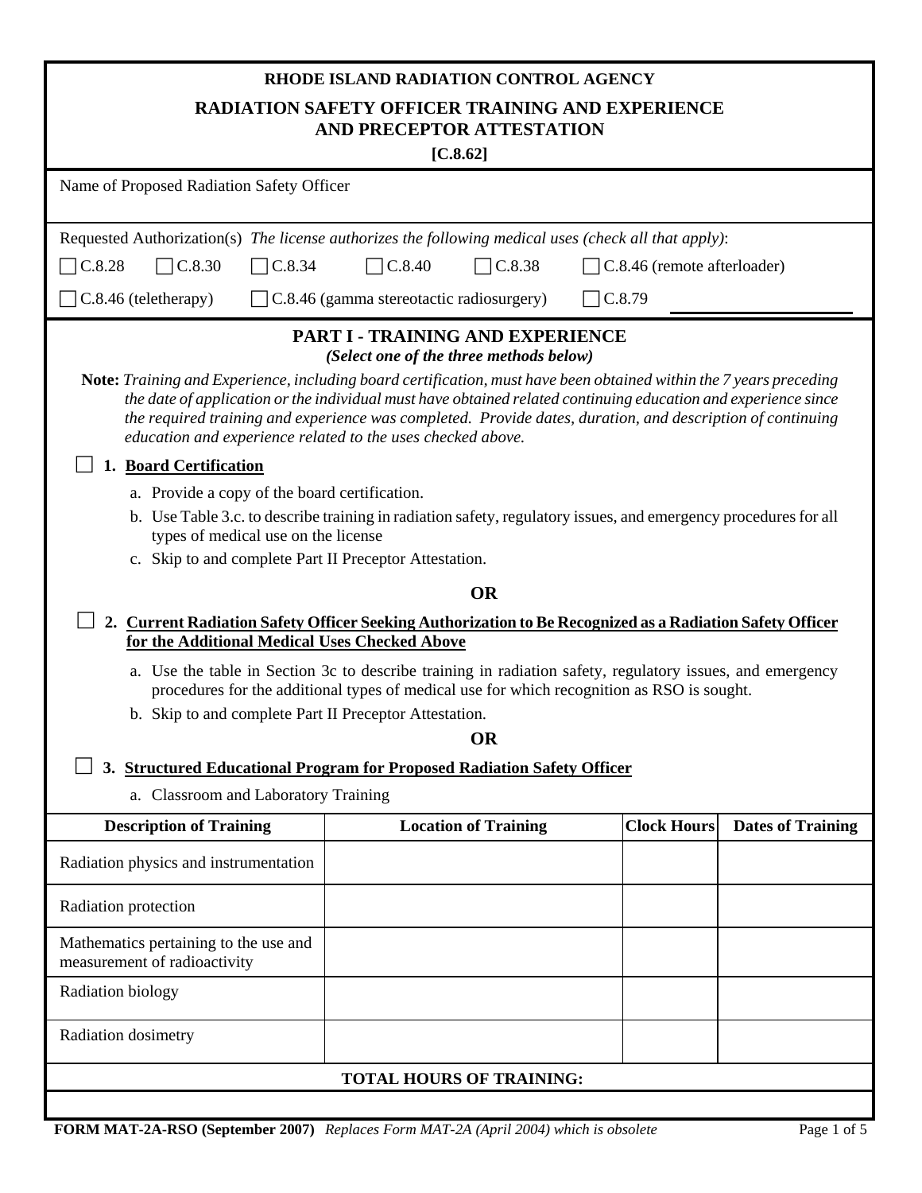# RHODE ISLAND RADIATION CONTROL AGENCY

## RADIATION SAFETY OFFICER TRAINING AND EXPERIENCE AND PRECEPTOR ATTESTATION

**[C.8.62]**

Name of Proposed Radiation Safety Officer

Requested Authorization(s) *The license authorizes the following medical uses (check all that apply)*:

☐ C.8.28 ☐ C.8.30 ☐ C.8.34 ☐ C.8.40 ☐ C.8.38 ☐ C.8.46 (remote afterloader)

☐ C.8.46 (teletherapy) ☐ C.8.46 (gamma stereotactic radiosurgery) ☐ C.8.79 ____________

## PART I - TRAINING AND EXPERIENCE

*(Select one of the three methods below)*

**Note:** *Training and Experience, including board certification, must have been obtained within the 7 years preceding the date of application or the individual must have obtained related continuing education and experience since the required training and experience was completed. Provide dates, duration, and description of continuing education and experience related to the uses checked above.*

☐ **1. Board Certification**

a. Provide a copy of the board certification.

b. Use Table 3.c. to describe training in radiation safety, regulatory issues, and emergency procedures for all types of medical use on the license

c. Skip to and complete Part II Preceptor Attestation.

**OR**

☐ **2. Current Radiation Safety Officer Seeking Authorization to Be Recognized as a Radiation Safety Officer for the Additional Medical Uses Checked Above**

a. Use the table in Section 3c to describe training in radiation safety, regulatory issues, and emergency procedures for the additional types of medical use for which recognition as RSO is sought.

b. Skip to and complete Part II Preceptor Attestation.

**OR**

☐ **3. Structured Educational Program for Proposed Radiation Safety Officer**

a. Classroom and Laboratory Training

| Description of Training | Location of Training | Clock Hours | Dates of Training |
|---|---|---|---|
| Radiation physics and instrumentation | | | |
| Radiation protection | | | |
| Mathematics pertaining to the use and measurement of radioactivity | | | |
| Radiation biology | | | |
| Radiation dosimetry | | | |
| **TOTAL HOURS OF TRAINING:** | | | |

**FORM MAT-2A-RSO (September 2007)** *Replaces Form MAT-2A (April 2004) which is obsolete*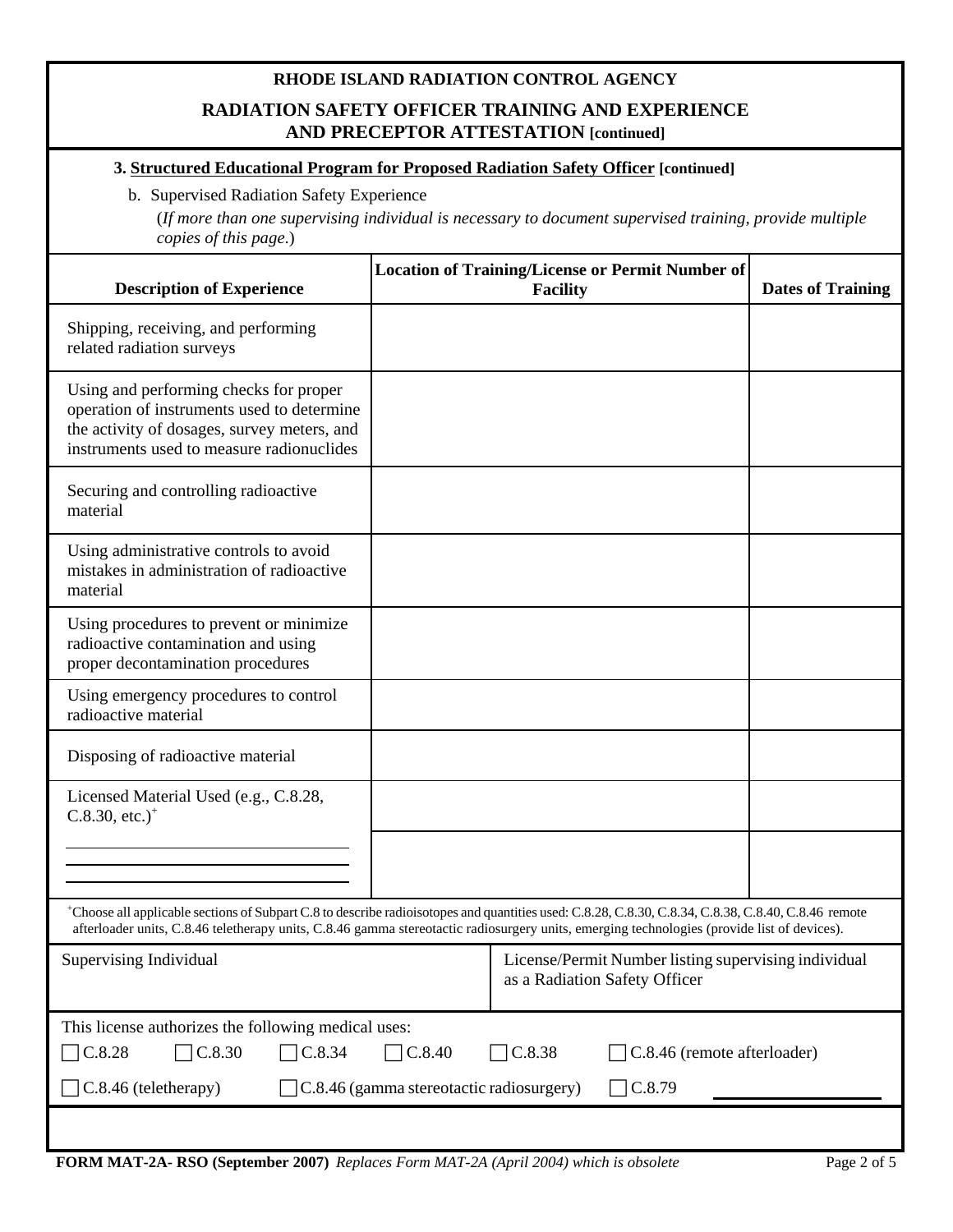# RHODE ISLAND RADIATION CONTROL AGENCY

## RADIATION SAFETY OFFICER TRAINING AND EXPERIENCE AND PRECEPTOR ATTESTATION [continued]

### 3. Structured Educational Program for Proposed Radiation Safety Officer [continued]

b. Supervised Radiation Safety Experience

(*If more than one supervising individual is necessary to document supervised training, provide multiple copies of this page*.)

| Description of Experience | Location of Training/License or Permit Number of Facility | Dates of Training |
|---|---|---|
| Shipping, receiving, and performing related radiation surveys | | |
| Using and performing checks for proper operation of instruments used to determine the activity of dosages, survey meters, and instruments used to measure radionuclides | | |
| Securing and controlling radioactive material | | |
| Using administrative controls to avoid mistakes in administration of radioactive material | | |
| Using procedures to prevent or minimize radioactive contamination and using proper decontamination procedures | | |
| Using emergency procedures to control radioactive material | | |
| Disposing of radioactive material | | |
| Licensed Material Used (e.g., C.8.28, C.8.30, etc.)+ | | |
| ______ ______ ______ | | |

+Choose all applicable sections of Subpart C.8 to describe radioisotopes and quantities used: C.8.28, C.8.30, C.8.34, C.8.38, C.8.40, C.8.46 remote afterloader units, C.8.46 teletherapy units, C.8.46 gamma stereotactic radiosurgery units, emerging technologies (provide list of devices).

| Supervising Individual | License/Permit Number listing supervising individual as a Radiation Safety Officer |
|---|---|
| | |

This license authorizes the following medical uses:

☐ C.8.28 ☐ C.8.30 ☐ C.8.34 ☐ C.8.40 ☐ C.8.38 ☐ C.8.46 (remote afterloader)

☐ C.8.46 (teletherapy) ☐ C.8.46 (gamma stereotactic radiosurgery) ☐ C.8.79 ______

**FORM MAT-2A- RSO (September 2007)** *Replaces Form MAT-2A (April 2004) which is obsolete*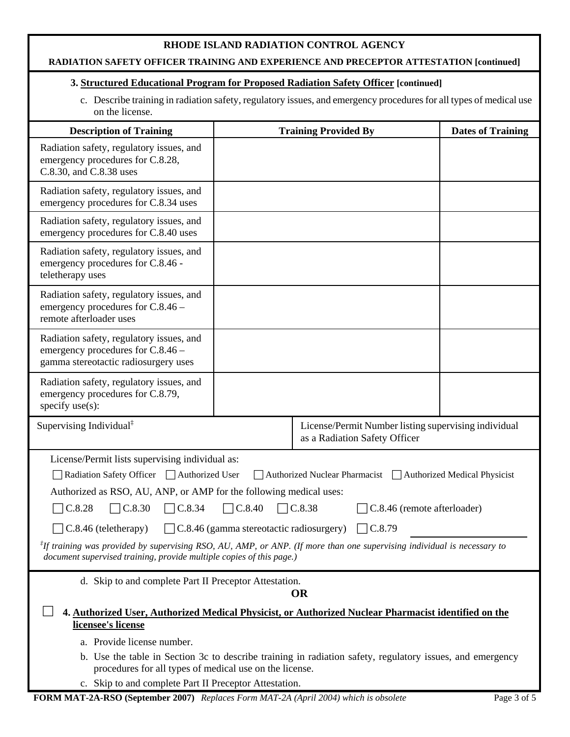**RHODE ISLAND RADIATION CONTROL AGENCY**

**RADIATION SAFETY OFFICER TRAINING AND EXPERIENCE AND PRECEPTOR ATTESTATION [continued]**

**3. Structured Educational Program for Proposed Radiation Safety Officer [continued]**

c. Describe training in radiation safety, regulatory issues, and emergency procedures for all types of medical use on the license.

| Description of Training | Training Provided By | Dates of Training |
|---|---|---|
| Radiation safety, regulatory issues, and emergency procedures for C.8.28, C.8.30, and C.8.38 uses | | |
| Radiation safety, regulatory issues, and emergency procedures for C.8.34 uses | | |
| Radiation safety, regulatory issues, and emergency procedures for C.8.40 uses | | |
| Radiation safety, regulatory issues, and emergency procedures for C.8.46 - teletherapy uses | | |
| Radiation safety, regulatory issues, and emergency procedures for C.8.46 – remote afterloader uses | | |
| Radiation safety, regulatory issues, and emergency procedures for C.8.46 – gamma stereotactic radiosurgery uses | | |
| Radiation safety, regulatory issues, and emergency procedures for C.8.79, specify use(s): | | |

| Supervising Individual[‡] | License/Permit Number listing supervising individual as a Radiation Safety Officer |
|---|---|
| | |

License/Permit lists supervising individual as:

☐ Radiation Safety Officer ☐ Authorized User ☐ Authorized Nuclear Pharmacist ☐ Authorized Medical Physicist

Authorized as RSO, AU, ANP, or AMP for the following medical uses:

☐ C.8.28 ☐ C.8.30 ☐ C.8.34 ☐ C.8.40 ☐ C.8.38 ☐ C.8.46 (remote afterloader)

☐ C.8.46 (teletherapy) ☐ C.8.46 (gamma stereotactic radiosurgery) ☐ C.8.79 ____________________

*[‡]If training was provided by supervising RSO, AU, AMP, or ANP. (If more than one supervising individual is necessary to document supervised training, provide multiple copies of this page.)*

d. Skip to and complete Part II Preceptor Attestation.

**OR**

☐ **4. Authorized User, Authorized Medical Physicist, or Authorized Nuclear Pharmacist identified on the licensee's license**

a. Provide license number.

b. Use the table in Section 3c to describe training in radiation safety, regulatory issues, and emergency procedures for all types of medical use on the license.

c. Skip to and complete Part II Preceptor Attestation.

**FORM MAT-2A-RSO (September 2007)** *Replaces Form MAT-2A (April 2004) which is obsolete*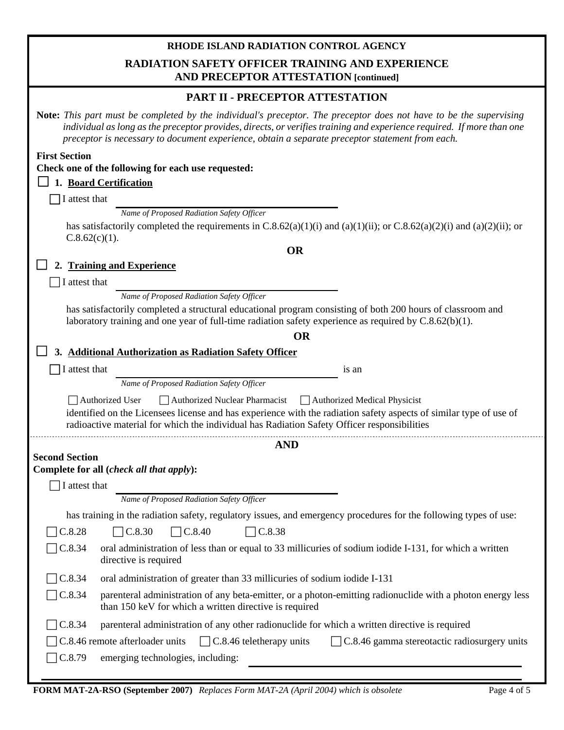# RHODE ISLAND RADIATION CONTROL AGENCY

## RADIATION SAFETY OFFICER TRAINING AND EXPERIENCE AND PRECEPTOR ATTESTATION [continued]

## PART II - PRECEPTOR ATTESTATION

**Note:** *This part must be completed by the individual's preceptor. The preceptor does not have to be the supervising individual as long as the preceptor provides, directs, or verifies training and experience required. If more than one preceptor is necessary to document experience, obtain a separate preceptor statement from each.*

**First Section**

**Check one of the following for each use requested:**

☐ **1. Board Certification**

☐ I attest that ______________________________
*Name of Proposed Radiation Safety Officer*

has satisfactorily completed the requirements in C.8.62(a)(1)(i) and (a)(1)(ii); or C.8.62(a)(2)(i) and (a)(2)(ii); or C.8.62(c)(1).

**OR**

☐ **2. Training and Experience**

☐ I attest that ______________________________
*Name of Proposed Radiation Safety Officer*

has satisfactorily completed a structural educational program consisting of both 200 hours of classroom and laboratory training and one year of full-time radiation safety experience as required by C.8.62(b)(1).

**OR**

☐ **3. Additional Authorization as Radiation Safety Officer**

☐ I attest that ______________________________ is an
*Name of Proposed Radiation Safety Officer*

☐ Authorized User ☐ Authorized Nuclear Pharmacist ☐ Authorized Medical Physicist

identified on the Licensees license and has experience with the radiation safety aspects of similar type of use of radioactive material for which the individual has Radiation Safety Officer responsibilities

**AND**

**Second Section**

**Complete for all (*check all that apply*):**

☐ I attest that ______________________________
*Name of Proposed Radiation Safety Officer*

has training in the radiation safety, regulatory issues, and emergency procedures for the following types of use:

☐ C.8.28 ☐ C.8.30 ☐ C.8.40 ☐ C.8.38

☐ C.8.34 oral administration of less than or equal to 33 millicuries of sodium iodide I-131, for which a written directive is required

☐ C.8.34 oral administration of greater than 33 millicuries of sodium iodide I-131

☐ C.8.34 parenteral administration of any beta-emitter, or a photon-emitting radionuclide with a photon energy less than 150 keV for which a written directive is required

☐ C.8.34 parenteral administration of any other radionuclide for which a written directive is required

☐ C.8.46 remote afterloader units ☐ C.8.46 teletherapy units ☐ C.8.46 gamma stereotactic radiosurgery units

☐ C.8.79 emerging technologies, including: ______________________________

FORM MAT-2A-RSO (September 2007) *Replaces Form MAT-2A (April 2004) which is obsolete*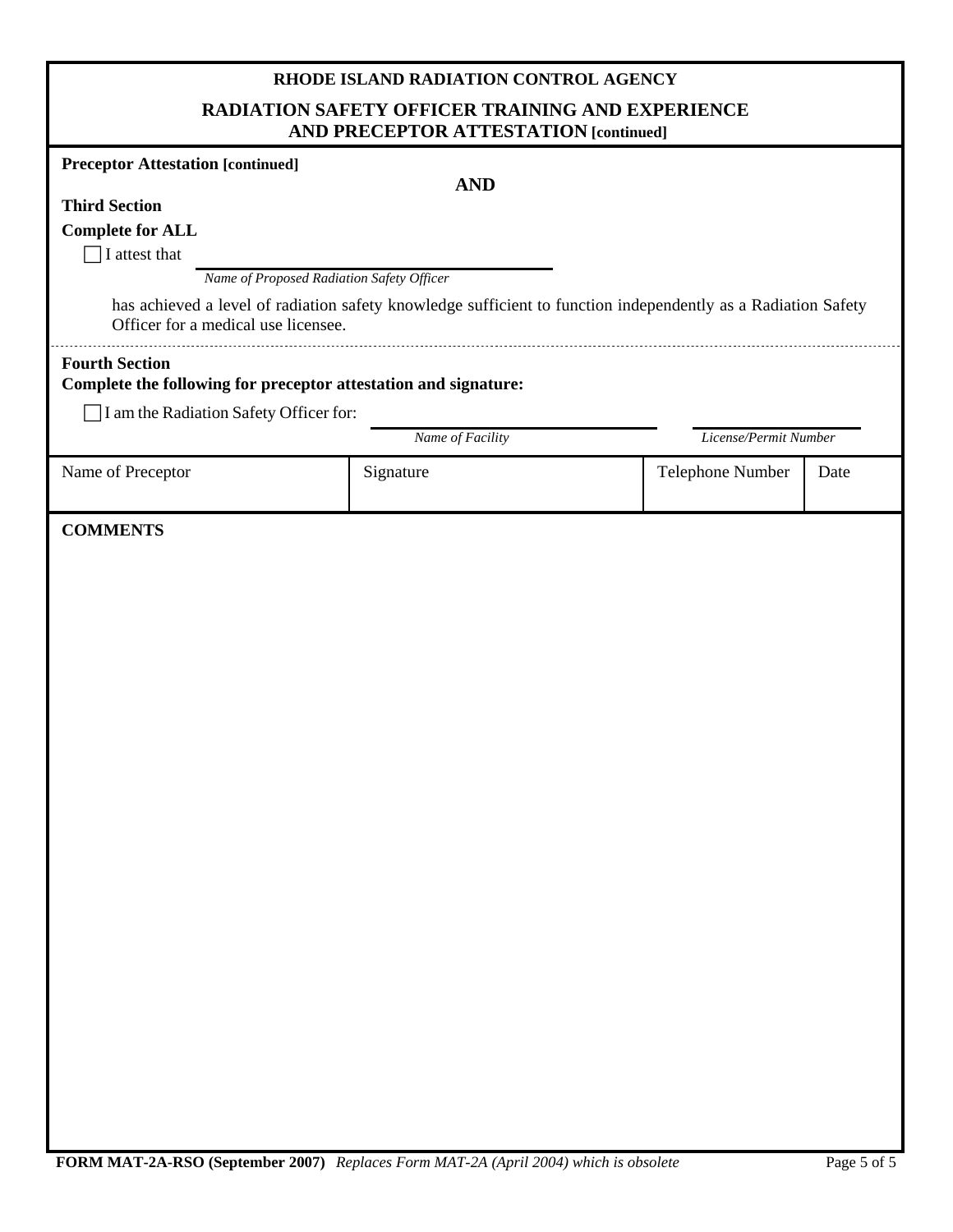**RHODE ISLAND RADIATION CONTROL AGENCY**

**RADIATION SAFETY OFFICER TRAINING AND EXPERIENCE AND PRECEPTOR ATTESTATION [continued]**

**Preceptor Attestation [continued]**

**AND**

**Third Section**

**Complete for ALL**

☐ I attest that ______________________________
*Name of Proposed Radiation Safety Officer*

has achieved a level of radiation safety knowledge sufficient to function independently as a Radiation Safety Officer for a medical use licensee.

**Fourth Section**

**Complete the following for preceptor attestation and signature:**

☐ I am the Radiation Safety Officer for: ______________________________ ______________________
*Name of Facility* *License/Permit Number*

| Name of Preceptor | Signature | Telephone Number | Date |
|---|---|---|---|
| | | | |

**COMMENTS**

**FORM MAT-2A-RSO (September 2007)** *Replaces Form MAT-2A (April 2004) which is obsolete*